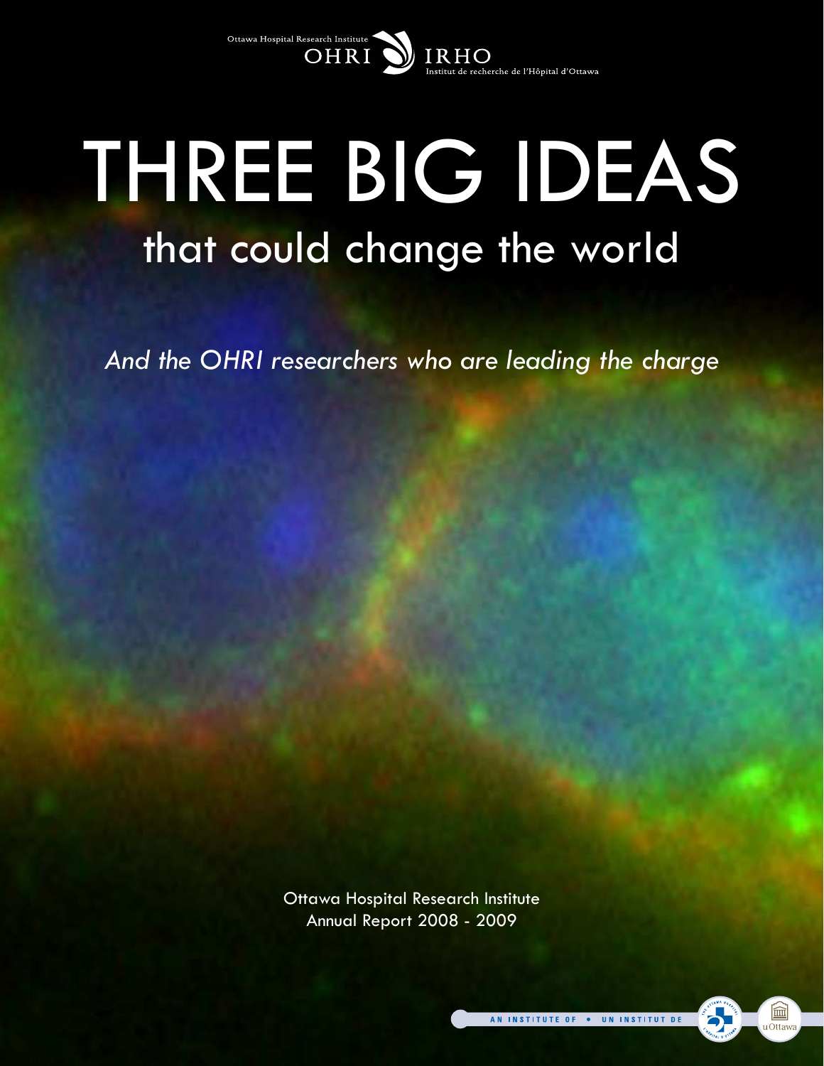Ottawa Hospital Research Institute
OHRI IRHO
Institut de recherche de l'Hôpital d'Ottawa

# THREE BIG IDEAS

## that could change the world

*And the OHRI researchers who are leading the charge*

Ottawa Hospital Research Institute
Annual Report 2008 - 2009

AN INSTITUTE OF • UN INSTITUT DE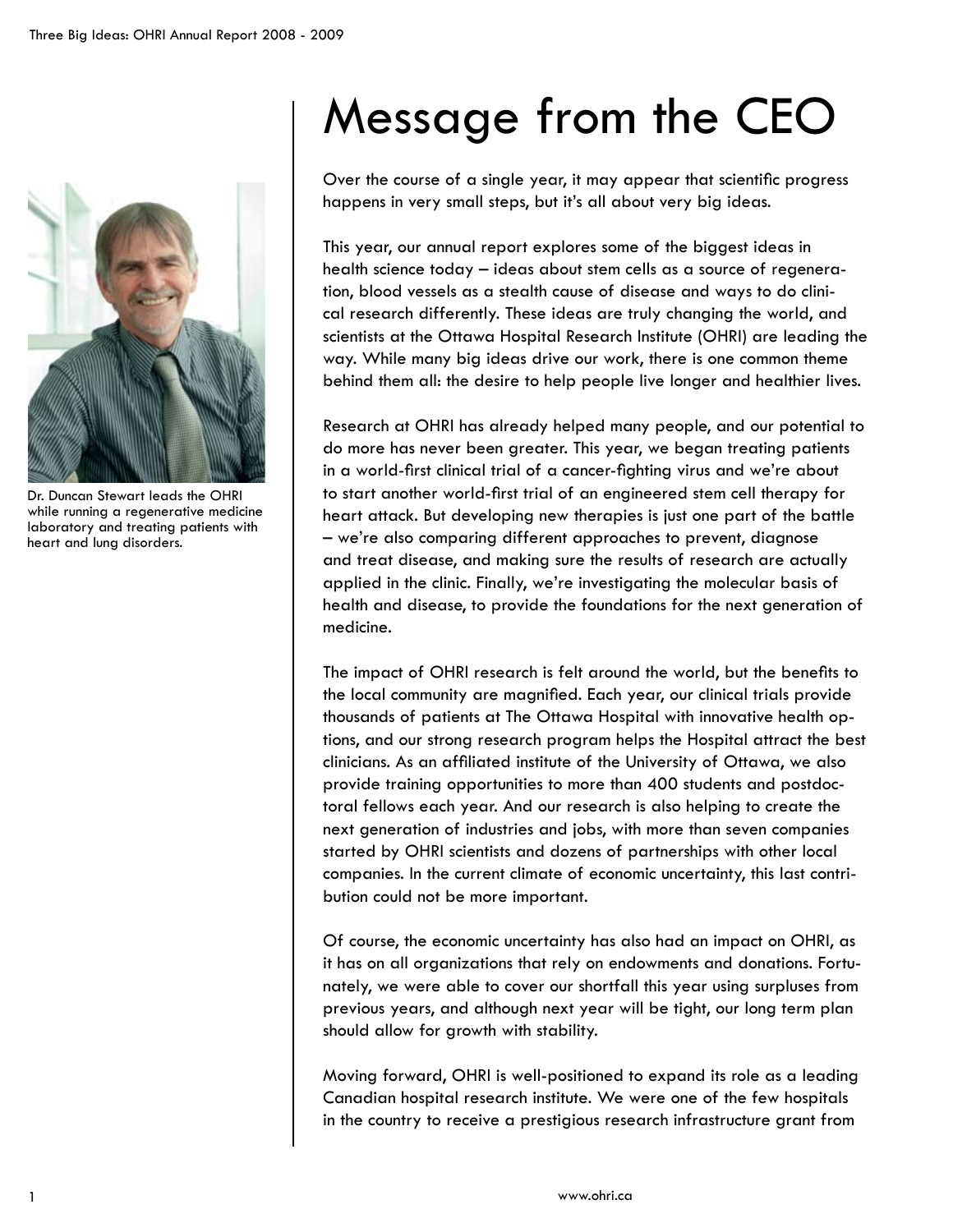# Message from the CEO

Dr. Duncan Stewart leads the OHRI while running a regenerative medicine laboratory and treating patients with heart and lung disorders.

Over the course of a single year, it may appear that scientific progress happens in very small steps, but it's all about very big ideas.

This year, our annual report explores some of the biggest ideas in health science today – ideas about stem cells as a source of regeneration, blood vessels as a stealth cause of disease and ways to do clinical research differently. These ideas are truly changing the world, and scientists at the Ottawa Hospital Research Institute (OHRI) are leading the way. While many big ideas drive our work, there is one common theme behind them all: the desire to help people live longer and healthier lives.

Research at OHRI has already helped many people, and our potential to do more has never been greater. This year, we began treating patients in a world-first clinical trial of a cancer-fighting virus and we're about to start another world-first trial of an engineered stem cell therapy for heart attack. But developing new therapies is just one part of the battle – we're also comparing different approaches to prevent, diagnose and treat disease, and making sure the results of research are actually applied in the clinic. Finally, we're investigating the molecular basis of health and disease, to provide the foundations for the next generation of medicine.

The impact of OHRI research is felt around the world, but the benefits to the local community are magnified. Each year, our clinical trials provide thousands of patients at The Ottawa Hospital with innovative health options, and our strong research program helps the Hospital attract the best clinicians. As an affiliated institute of the University of Ottawa, we also provide training opportunities to more than 400 students and postdoctoral fellows each year. And our research is also helping to create the next generation of industries and jobs, with more than seven companies started by OHRI scientists and dozens of partnerships with other local companies. In the current climate of economic uncertainty, this last contribution could not be more important.

Of course, the economic uncertainty has also had an impact on OHRI, as it has on all organizations that rely on endowments and donations. Fortunately, we were able to cover our shortfall this year using surpluses from previous years, and although next year will be tight, our long term plan should allow for growth with stability.

Moving forward, OHRI is well-positioned to expand its role as a leading Canadian hospital research institute. We were one of the few hospitals in the country to receive a prestigious research infrastructure grant from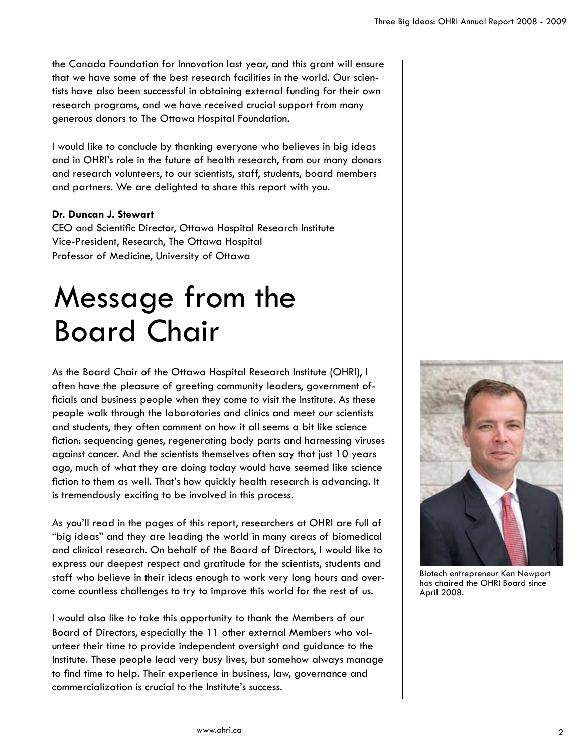the Canada Foundation for Innovation last year, and this grant will ensure that we have some of the best research facilities in the world. Our scientists have also been successful in obtaining external funding for their own research programs, and we have received crucial support from many generous donors to The Ottawa Hospital Foundation.

I would like to conclude by thanking everyone who believes in big ideas and in OHRI's role in the future of health research, from our many donors and research volunteers, to our scientists, staff, students, board members and partners. We are delighted to share this report with you.

**Dr. Duncan J. Stewart**
CEO and Scientific Director, Ottawa Hospital Research Institute
Vice-President, Research, The Ottawa Hospital
Professor of Medicine, University of Ottawa

# Message from the Board Chair

As the Board Chair of the Ottawa Hospital Research Institute (OHRI), I often have the pleasure of greeting community leaders, government officials and business people when they come to visit the Institute. As these people walk through the laboratories and clinics and meet our scientists and students, they often comment on how it all seems a bit like science fiction: sequencing genes, regenerating body parts and harnessing viruses against cancer. And the scientists themselves often say that just 10 years ago, much of what they are doing today would have seemed like science fiction to them as well. That's how quickly health research is advancing. It is tremendously exciting to be involved in this process.

As you'll read in the pages of this report, researchers at OHRI are full of "big ideas" and they are leading the world in many areas of biomedical and clinical research. On behalf of the Board of Directors, I would like to express our deepest respect and gratitude for the scientists, students and staff who believe in their ideas enough to work very long hours and overcome countless challenges to try to improve this world for the rest of us.

I would also like to take this opportunity to thank the Members of our Board of Directors, especially the 11 other external Members who volunteer their time to provide independent oversight and guidance to the Institute. These people lead very busy lives, but somehow always manage to find time to help. Their experience in business, law, governance and commercialization is crucial to the Institute's success.

Biotech entrepreneur Ken Newport has chaired the OHRI Board since April 2008.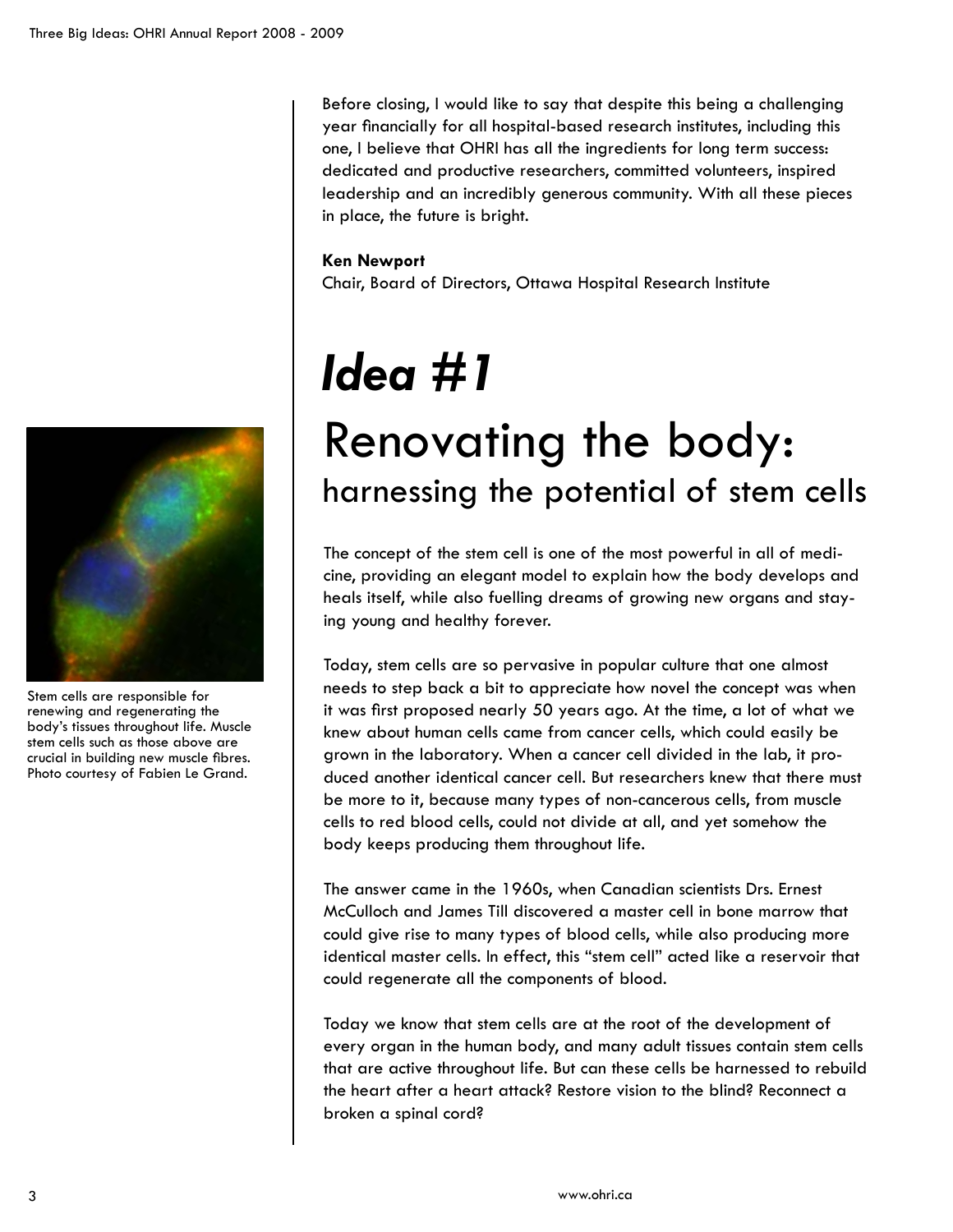Before closing, I would like to say that despite this being a challenging year financially for all hospital-based research institutes, including this one, I believe that OHRI has all the ingredients for long term success: dedicated and productive researchers, committed volunteers, inspired leadership and an incredibly generous community. With all these pieces in place, the future is bright.

**Ken Newport**
Chair, Board of Directors, Ottawa Hospital Research Institute

# *Idea #1*

## Renovating the body: harnessing the potential of stem cells

Stem cells are responsible for renewing and regenerating the body's tissues throughout life. Muscle stem cells such as those above are crucial in building new muscle fibres. Photo courtesy of Fabien Le Grand.

The concept of the stem cell is one of the most powerful in all of medicine, providing an elegant model to explain how the body develops and heals itself, while also fuelling dreams of growing new organs and staying young and healthy forever.

Today, stem cells are so pervasive in popular culture that one almost needs to step back a bit to appreciate how novel the concept was when it was first proposed nearly 50 years ago. At the time, a lot of what we knew about human cells came from cancer cells, which could easily be grown in the laboratory. When a cancer cell divided in the lab, it produced another identical cancer cell. But researchers knew that there must be more to it, because many types of non-cancerous cells, from muscle cells to red blood cells, could not divide at all, and yet somehow the body keeps producing them throughout life.

The answer came in the 1960s, when Canadian scientists Drs. Ernest McCulloch and James Till discovered a master cell in bone marrow that could give rise to many types of blood cells, while also producing more identical master cells. In effect, this "stem cell" acted like a reservoir that could regenerate all the components of blood.

Today we know that stem cells are at the root of the development of every organ in the human body, and many adult tissues contain stem cells that are active throughout life. But can these cells be harnessed to rebuild the heart after a heart attack? Restore vision to the blind? Reconnect a broken a spinal cord?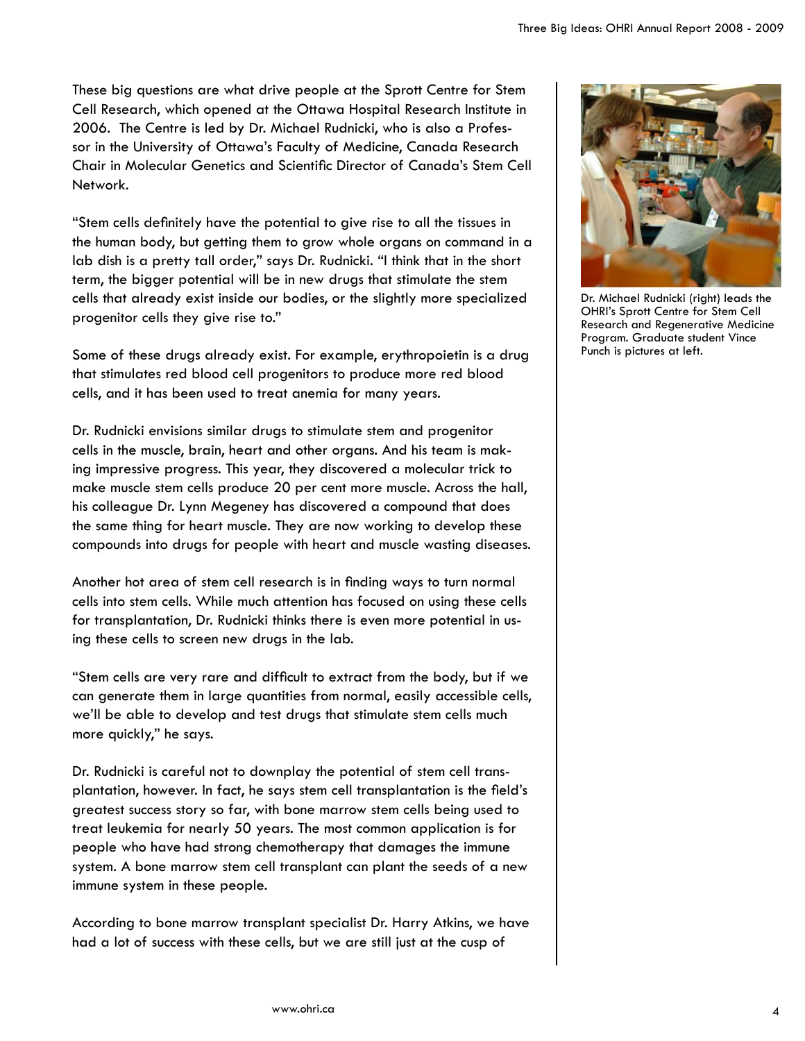These big questions are what drive people at the Sprott Centre for Stem Cell Research, which opened at the Ottawa Hospital Research Institute in 2006. The Centre is led by Dr. Michael Rudnicki, who is also a Professor in the University of Ottawa's Faculty of Medicine, Canada Research Chair in Molecular Genetics and Scientific Director of Canada's Stem Cell Network.

"Stem cells definitely have the potential to give rise to all the tissues in the human body, but getting them to grow whole organs on command in a lab dish is a pretty tall order," says Dr. Rudnicki. "I think that in the short term, the bigger potential will be in new drugs that stimulate the stem cells that already exist inside our bodies, or the slightly more specialized progenitor cells they give rise to."

Some of these drugs already exist. For example, erythropoietin is a drug that stimulates red blood cell progenitors to produce more red blood cells, and it has been used to treat anemia for many years.

Dr. Rudnicki envisions similar drugs to stimulate stem and progenitor cells in the muscle, brain, heart and other organs. And his team is making impressive progress. This year, they discovered a molecular trick to make muscle stem cells produce 20 per cent more muscle. Across the hall, his colleague Dr. Lynn Megeney has discovered a compound that does the same thing for heart muscle. They are now working to develop these compounds into drugs for people with heart and muscle wasting diseases.

Another hot area of stem cell research is in finding ways to turn normal cells into stem cells. While much attention has focused on using these cells for transplantation, Dr. Rudnicki thinks there is even more potential in using these cells to screen new drugs in the lab.

"Stem cells are very rare and difficult to extract from the body, but if we can generate them in large quantities from normal, easily accessible cells, we'll be able to develop and test drugs that stimulate stem cells much more quickly," he says.

Dr. Rudnicki is careful not to downplay the potential of stem cell transplantation, however. In fact, he says stem cell transplantation is the field's greatest success story so far, with bone marrow stem cells being used to treat leukemia for nearly 50 years. The most common application is for people who have had strong chemotherapy that damages the immune system. A bone marrow stem cell transplant can plant the seeds of a new immune system in these people.

According to bone marrow transplant specialist Dr. Harry Atkins, we have had a lot of success with these cells, but we are still just at the cusp of

Dr. Michael Rudnicki (right) leads the OHRI's Sprott Centre for Stem Cell Research and Regenerative Medicine Program. Graduate student Vince Punch is pictures at left.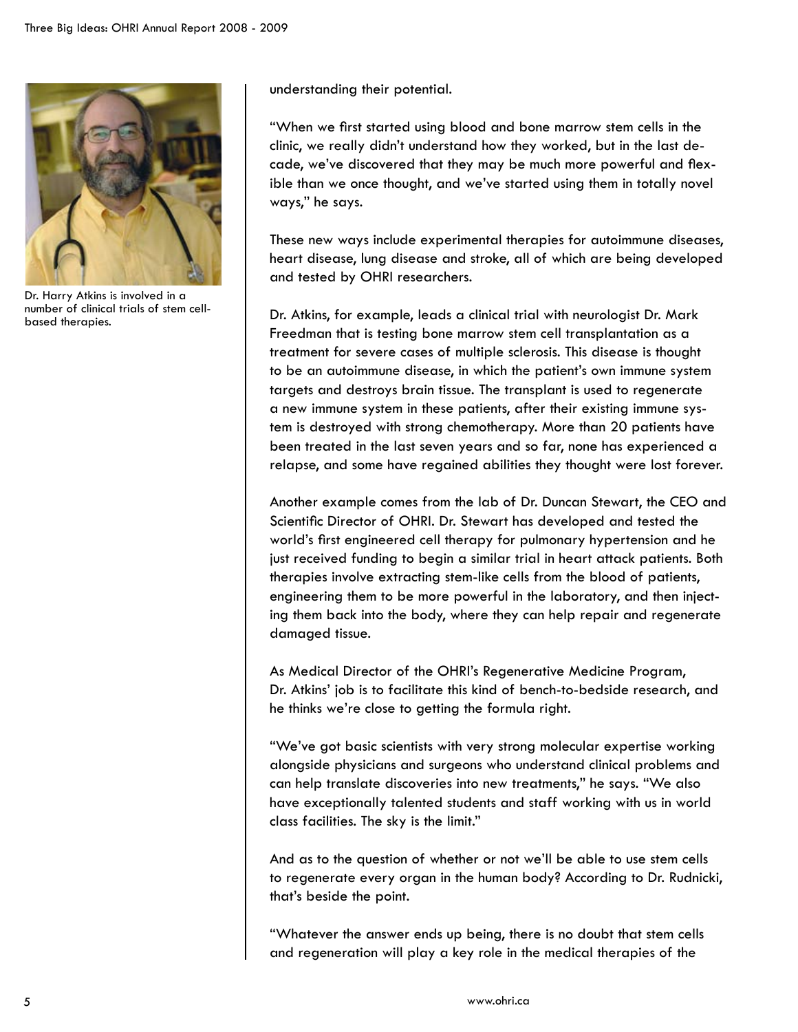Dr. Harry Atkins is involved in a number of clinical trials of stem cell-based therapies.

understanding their potential.

"When we first started using blood and bone marrow stem cells in the clinic, we really didn't understand how they worked, but in the last decade, we've discovered that they may be much more powerful and flexible than we once thought, and we've started using them in totally novel ways," he says.

These new ways include experimental therapies for autoimmune diseases, heart disease, lung disease and stroke, all of which are being developed and tested by OHRI researchers.

Dr. Atkins, for example, leads a clinical trial with neurologist Dr. Mark Freedman that is testing bone marrow stem cell transplantation as a treatment for severe cases of multiple sclerosis. This disease is thought to be an autoimmune disease, in which the patient's own immune system targets and destroys brain tissue. The transplant is used to regenerate a new immune system in these patients, after their existing immune system is destroyed with strong chemotherapy. More than 20 patients have been treated in the last seven years and so far, none has experienced a relapse, and some have regained abilities they thought were lost forever.

Another example comes from the lab of Dr. Duncan Stewart, the CEO and Scientific Director of OHRI. Dr. Stewart has developed and tested the world's first engineered cell therapy for pulmonary hypertension and he just received funding to begin a similar trial in heart attack patients. Both therapies involve extracting stem-like cells from the blood of patients, engineering them to be more powerful in the laboratory, and then injecting them back into the body, where they can help repair and regenerate damaged tissue.

As Medical Director of the OHRI's Regenerative Medicine Program, Dr. Atkins' job is to facilitate this kind of bench-to-bedside research, and he thinks we're close to getting the formula right.

"We've got basic scientists with very strong molecular expertise working alongside physicians and surgeons who understand clinical problems and can help translate discoveries into new treatments," he says. "We also have exceptionally talented students and staff working with us in world class facilities. The sky is the limit."

And as to the question of whether or not we'll be able to use stem cells to regenerate every organ in the human body? According to Dr. Rudnicki, that's beside the point.

"Whatever the answer ends up being, there is no doubt that stem cells and regeneration will play a key role in the medical therapies of the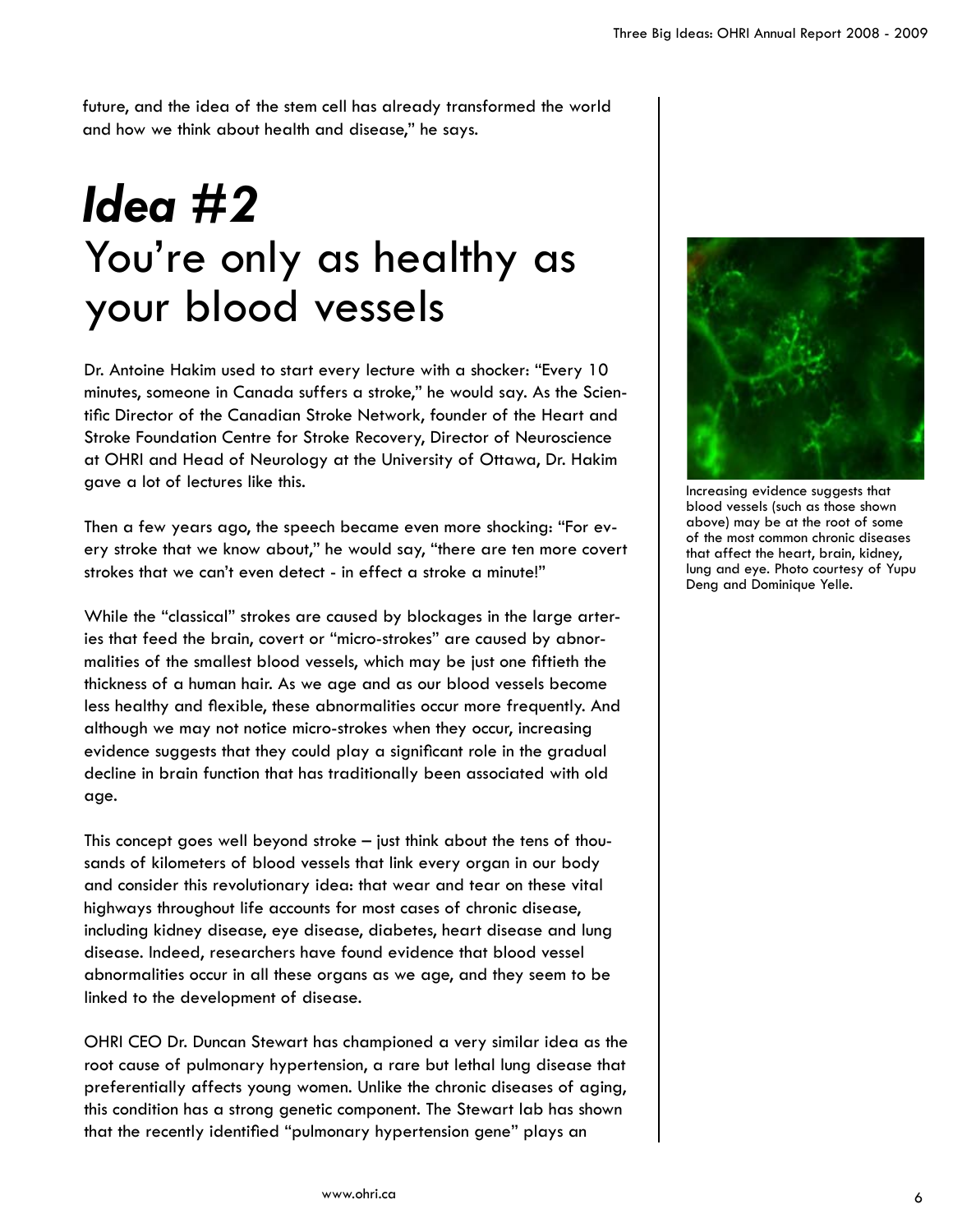future, and the idea of the stem cell has already transformed the world and how we think about health and disease," he says.

# *Idea #2*
# You're only as healthy as your blood vessels

Dr. Antoine Hakim used to start every lecture with a shocker: "Every 10 minutes, someone in Canada suffers a stroke," he would say. As the Scientific Director of the Canadian Stroke Network, founder of the Heart and Stroke Foundation Centre for Stroke Recovery, Director of Neuroscience at OHRI and Head of Neurology at the University of Ottawa, Dr. Hakim gave a lot of lectures like this.

Then a few years ago, the speech became even more shocking: "For every stroke that we know about," he would say, "there are ten more covert strokes that we can't even detect - in effect a stroke a minute!"

While the "classical" strokes are caused by blockages in the large arteries that feed the brain, covert or "micro-strokes" are caused by abnormalities of the smallest blood vessels, which may be just one fiftieth the thickness of a human hair. As we age and as our blood vessels become less healthy and flexible, these abnormalities occur more frequently. And although we may not notice micro-strokes when they occur, increasing evidence suggests that they could play a significant role in the gradual decline in brain function that has traditionally been associated with old age.

This concept goes well beyond stroke – just think about the tens of thousands of kilometers of blood vessels that link every organ in our body and consider this revolutionary idea: that wear and tear on these vital highways throughout life accounts for most cases of chronic disease, including kidney disease, eye disease, diabetes, heart disease and lung disease. Indeed, researchers have found evidence that blood vessel abnormalities occur in all these organs as we age, and they seem to be linked to the development of disease.

OHRI CEO Dr. Duncan Stewart has championed a very similar idea as the root cause of pulmonary hypertension, a rare but lethal lung disease that preferentially affects young women. Unlike the chronic diseases of aging, this condition has a strong genetic component. The Stewart lab has shown that the recently identified "pulmonary hypertension gene" plays an

Increasing evidence suggests that blood vessels (such as those shown above) may be at the root of some of the most common chronic diseases that affect the heart, brain, kidney, lung and eye. Photo courtesy of Yupu Deng and Dominique Yelle.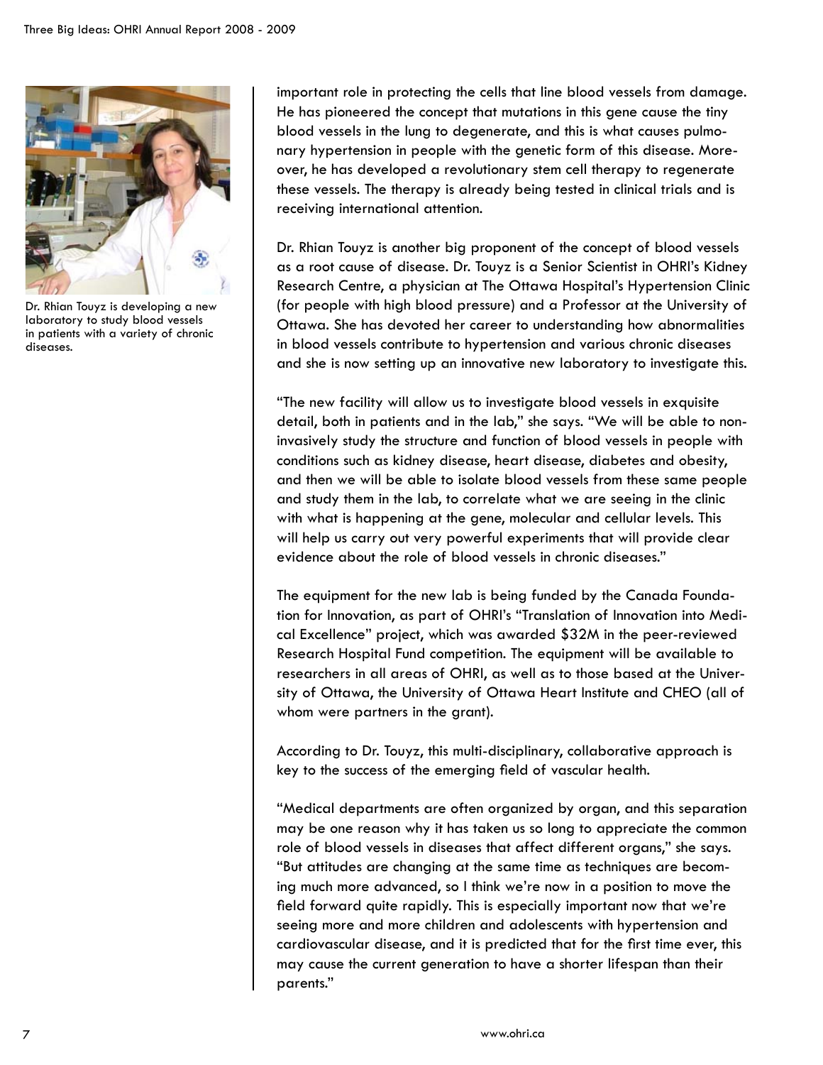Dr. Rhian Touyz is developing a new laboratory to study blood vessels in patients with a variety of chronic diseases.

important role in protecting the cells that line blood vessels from damage. He has pioneered the concept that mutations in this gene cause the tiny blood vessels in the lung to degenerate, and this is what causes pulmonary hypertension in people with the genetic form of this disease. Moreover, he has developed a revolutionary stem cell therapy to regenerate these vessels. The therapy is already being tested in clinical trials and is receiving international attention.

Dr. Rhian Touyz is another big proponent of the concept of blood vessels as a root cause of disease. Dr. Touyz is a Senior Scientist in OHRI's Kidney Research Centre, a physician at The Ottawa Hospital's Hypertension Clinic (for people with high blood pressure) and a Professor at the University of Ottawa. She has devoted her career to understanding how abnormalities in blood vessels contribute to hypertension and various chronic diseases and she is now setting up an innovative new laboratory to investigate this.

"The new facility will allow us to investigate blood vessels in exquisite detail, both in patients and in the lab," she says. "We will be able to non-invasively study the structure and function of blood vessels in people with conditions such as kidney disease, heart disease, diabetes and obesity, and then we will be able to isolate blood vessels from these same people and study them in the lab, to correlate what we are seeing in the clinic with what is happening at the gene, molecular and cellular levels. This will help us carry out very powerful experiments that will provide clear evidence about the role of blood vessels in chronic diseases."

The equipment for the new lab is being funded by the Canada Foundation for Innovation, as part of OHRI's "Translation of Innovation into Medical Excellence" project, which was awarded $32M in the peer-reviewed Research Hospital Fund competition. The equipment will be available to researchers in all areas of OHRI, as well as to those based at the University of Ottawa, the University of Ottawa Heart Institute and CHEO (all of whom were partners in the grant).

According to Dr. Touyz, this multi-disciplinary, collaborative approach is key to the success of the emerging field of vascular health.

"Medical departments are often organized by organ, and this separation may be one reason why it has taken us so long to appreciate the common role of blood vessels in diseases that affect different organs," she says. "But attitudes are changing at the same time as techniques are becoming much more advanced, so I think we're now in a position to move the field forward quite rapidly. This is especially important now that we're seeing more and more children and adolescents with hypertension and cardiovascular disease, and it is predicted that for the first time ever, this may cause the current generation to have a shorter lifespan than their parents."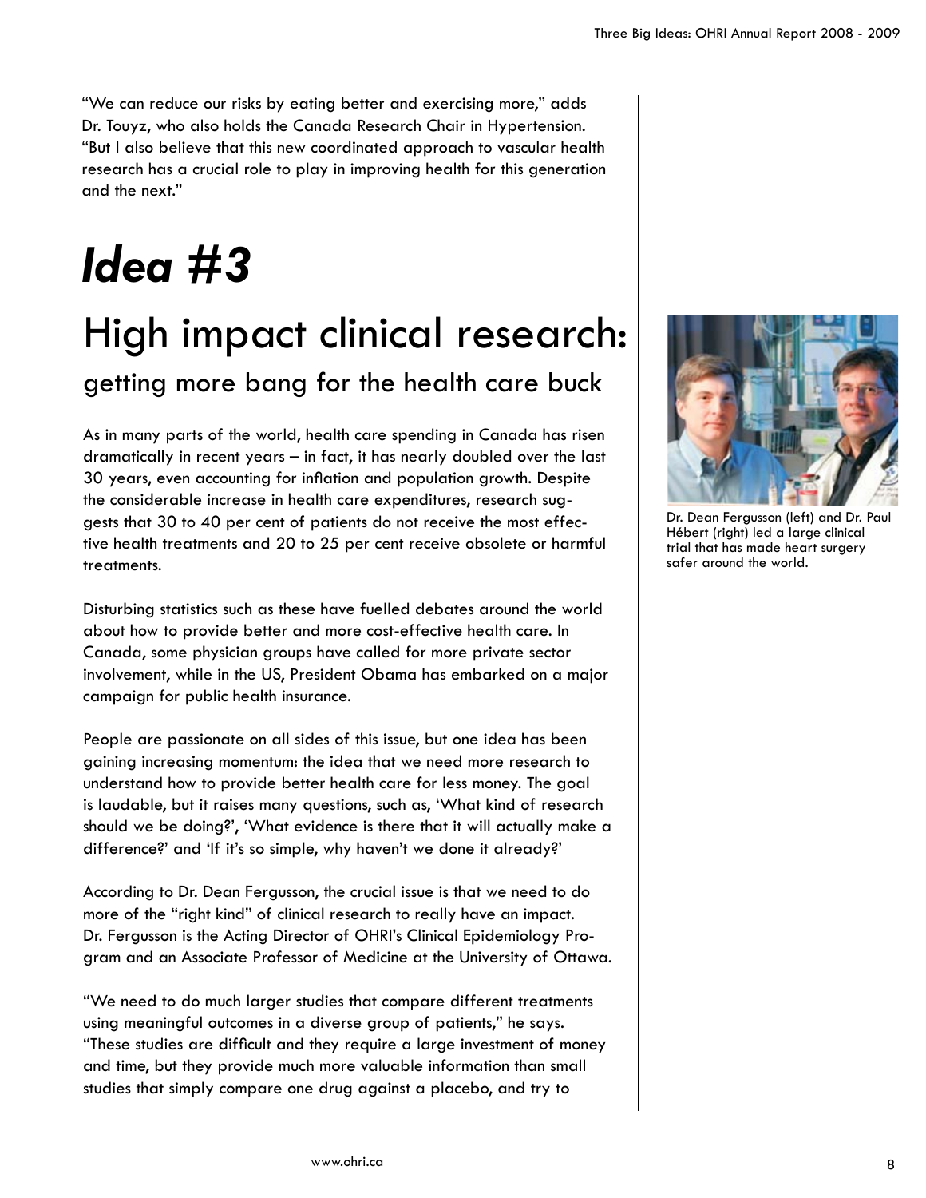"We can reduce our risks by eating better and exercising more," adds Dr. Touyz, who also holds the Canada Research Chair in Hypertension. "But I also believe that this new coordinated approach to vascular health research has a crucial role to play in improving health for this generation and the next."

# *Idea #3*

## High impact clinical research:

### getting more bang for the health care buck

As in many parts of the world, health care spending in Canada has risen dramatically in recent years – in fact, it has nearly doubled over the last 30 years, even accounting for inflation and population growth. Despite the considerable increase in health care expenditures, research suggests that 30 to 40 per cent of patients do not receive the most effective health treatments and 20 to 25 per cent receive obsolete or harmful treatments.

Disturbing statistics such as these have fuelled debates around the world about how to provide better and more cost-effective health care. In Canada, some physician groups have called for more private sector involvement, while in the US, President Obama has embarked on a major campaign for public health insurance.

People are passionate on all sides of this issue, but one idea has been gaining increasing momentum: the idea that we need more research to understand how to provide better health care for less money. The goal is laudable, but it raises many questions, such as, 'What kind of research should we be doing?', 'What evidence is there that it will actually make a difference?' and 'If it's so simple, why haven't we done it already?'

According to Dr. Dean Fergusson, the crucial issue is that we need to do more of the "right kind" of clinical research to really have an impact. Dr. Fergusson is the Acting Director of OHRI's Clinical Epidemiology Program and an Associate Professor of Medicine at the University of Ottawa.

"We need to do much larger studies that compare different treatments using meaningful outcomes in a diverse group of patients," he says. "These studies are difficult and they require a large investment of money and time, but they provide much more valuable information than small studies that simply compare one drug against a placebo, and try to

Dr. Dean Fergusson (left) and Dr. Paul Hébert (right) led a large clinical trial that has made heart surgery safer around the world.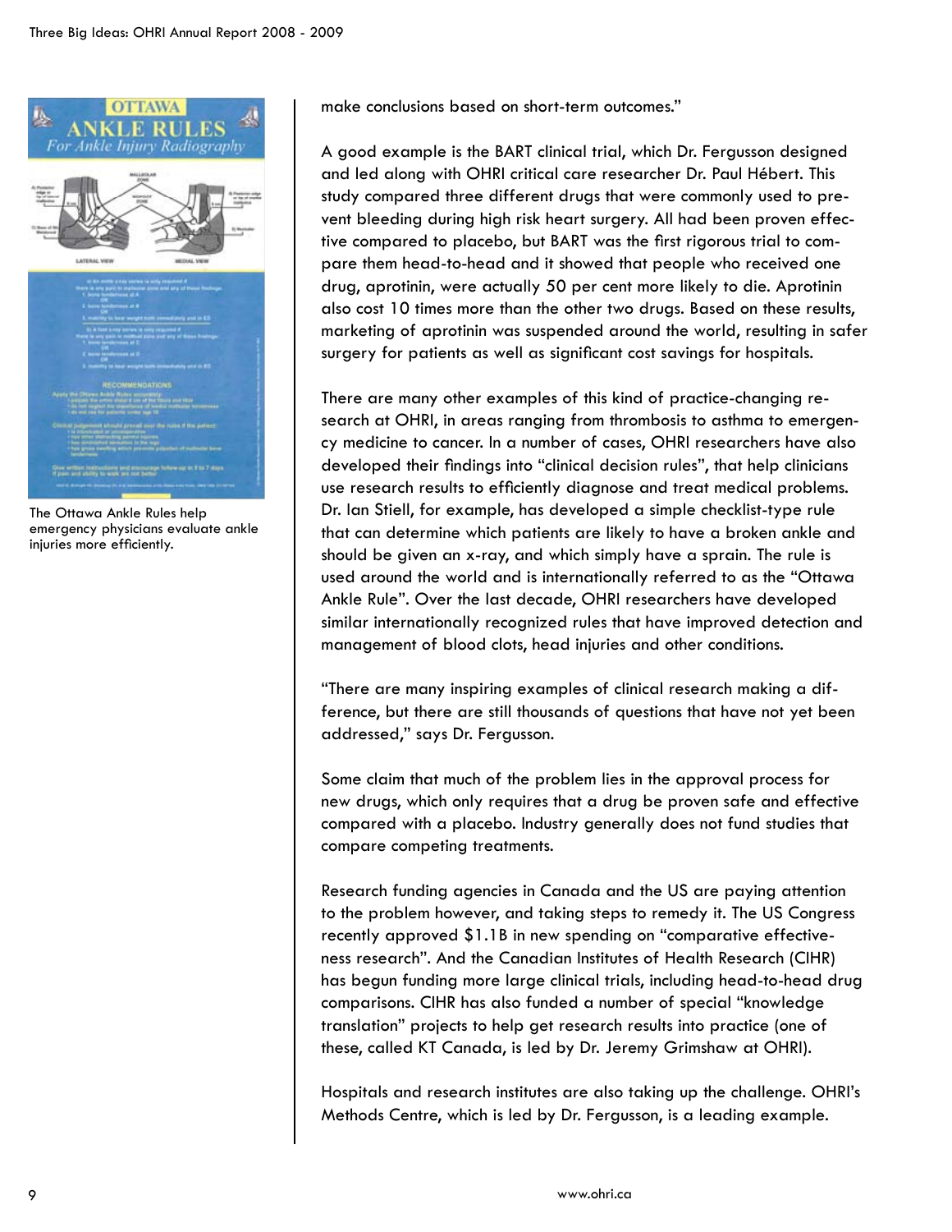The Ottawa Ankle Rules help emergency physicians evaluate ankle injuries more efficiently.

make conclusions based on short-term outcomes."

A good example is the BART clinical trial, which Dr. Fergusson designed and led along with OHRI critical care researcher Dr. Paul Hébert. This study compared three different drugs that were commonly used to prevent bleeding during high risk heart surgery. All had been proven effective compared to placebo, but BART was the first rigorous trial to compare them head-to-head and it showed that people who received one drug, aprotinin, were actually 50 per cent more likely to die. Aprotinin also cost 10 times more than the other two drugs. Based on these results, marketing of aprotinin was suspended around the world, resulting in safer surgery for patients as well as significant cost savings for hospitals.

There are many other examples of this kind of practice-changing research at OHRI, in areas ranging from thrombosis to asthma to emergency medicine to cancer. In a number of cases, OHRI researchers have also developed their findings into "clinical decision rules", that help clinicians use research results to efficiently diagnose and treat medical problems. Dr. Ian Stiell, for example, has developed a simple checklist-type rule that can determine which patients are likely to have a broken ankle and should be given an x-ray, and which simply have a sprain. The rule is used around the world and is internationally referred to as the "Ottawa Ankle Rule". Over the last decade, OHRI researchers have developed similar internationally recognized rules that have improved detection and management of blood clots, head injuries and other conditions.

"There are many inspiring examples of clinical research making a difference, but there are still thousands of questions that have not yet been addressed," says Dr. Fergusson.

Some claim that much of the problem lies in the approval process for new drugs, which only requires that a drug be proven safe and effective compared with a placebo. Industry generally does not fund studies that compare competing treatments.

Research funding agencies in Canada and the US are paying attention to the problem however, and taking steps to remedy it. The US Congress recently approved $1.1B in new spending on "comparative effectiveness research". And the Canadian Institutes of Health Research (CIHR) has begun funding more large clinical trials, including head-to-head drug comparisons. CIHR has also funded a number of special "knowledge translation" projects to help get research results into practice (one of these, called KT Canada, is led by Dr. Jeremy Grimshaw at OHRI).

Hospitals and research institutes are also taking up the challenge. OHRI's Methods Centre, which is led by Dr. Fergusson, is a leading example.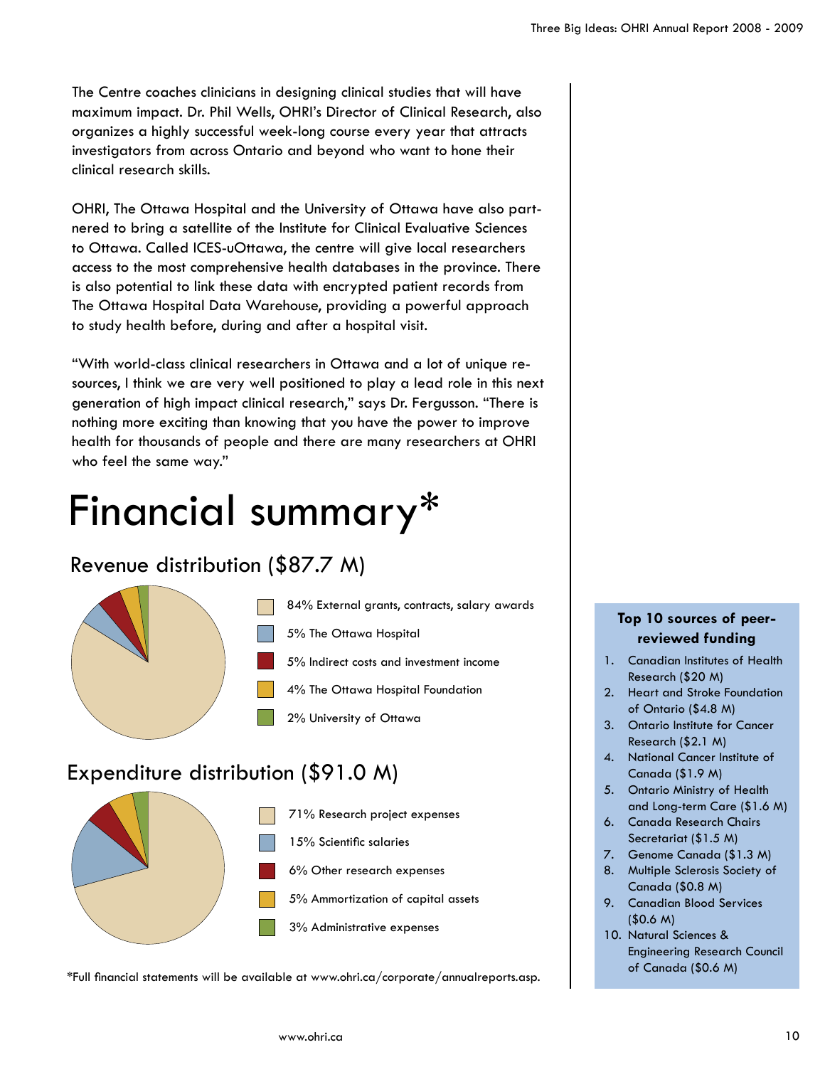The Centre coaches clinicians in designing clinical studies that will have maximum impact. Dr. Phil Wells, OHRI's Director of Clinical Research, also organizes a highly successful week-long course every year that attracts investigators from across Ontario and beyond who want to hone their clinical research skills.

OHRI, The Ottawa Hospital and the University of Ottawa have also partnered to bring a satellite of the Institute for Clinical Evaluative Sciences to Ottawa. Called ICES-uOttawa, the centre will give local researchers access to the most comprehensive health databases in the province. There is also potential to link these data with encrypted patient records from The Ottawa Hospital Data Warehouse, providing a powerful approach to study health before, during and after a hospital visit.

"With world-class clinical researchers in Ottawa and a lot of unique resources, I think we are very well positioned to play a lead role in this next generation of high impact clinical research," says Dr. Fergusson. "There is nothing more exciting than knowing that you have the power to improve health for thousands of people and there are many researchers at OHRI who feel the same way."

# Financial summary*

## Revenue distribution ($87.7 M)

84% External grants, contracts, salary awards

5% The Ottawa Hospital

5% Indirect costs and investment income

4% The Ottawa Hospital Foundation

2% University of Ottawa

## Expenditure distribution ($91.0 M)

71% Research project expenses

15% Scientific salaries

6% Other research expenses

5% Ammortization of capital assets

3% Administrative expenses

*Full financial statements will be available at www.ohri.ca/corporate/annualreports.asp.

### Top 10 sources of peer-reviewed funding

1. Canadian Institutes of Health Research ($20 M)
2. Heart and Stroke Foundation of Ontario ($4.8 M)
3. Ontario Institute for Cancer Research ($2.1 M)
4. National Cancer Institute of Canada ($1.9 M)
5. Ontario Ministry of Health and Long-term Care ($1.6 M)
6. Canada Research Chairs Secretariat ($1.5 M)
7. Genome Canada ($1.3 M)
8. Multiple Sclerosis Society of Canada ($0.8 M)
9. Canadian Blood Services ($0.6 M)
10. Natural Sciences & Engineering Research Council of Canada ($0.6 M)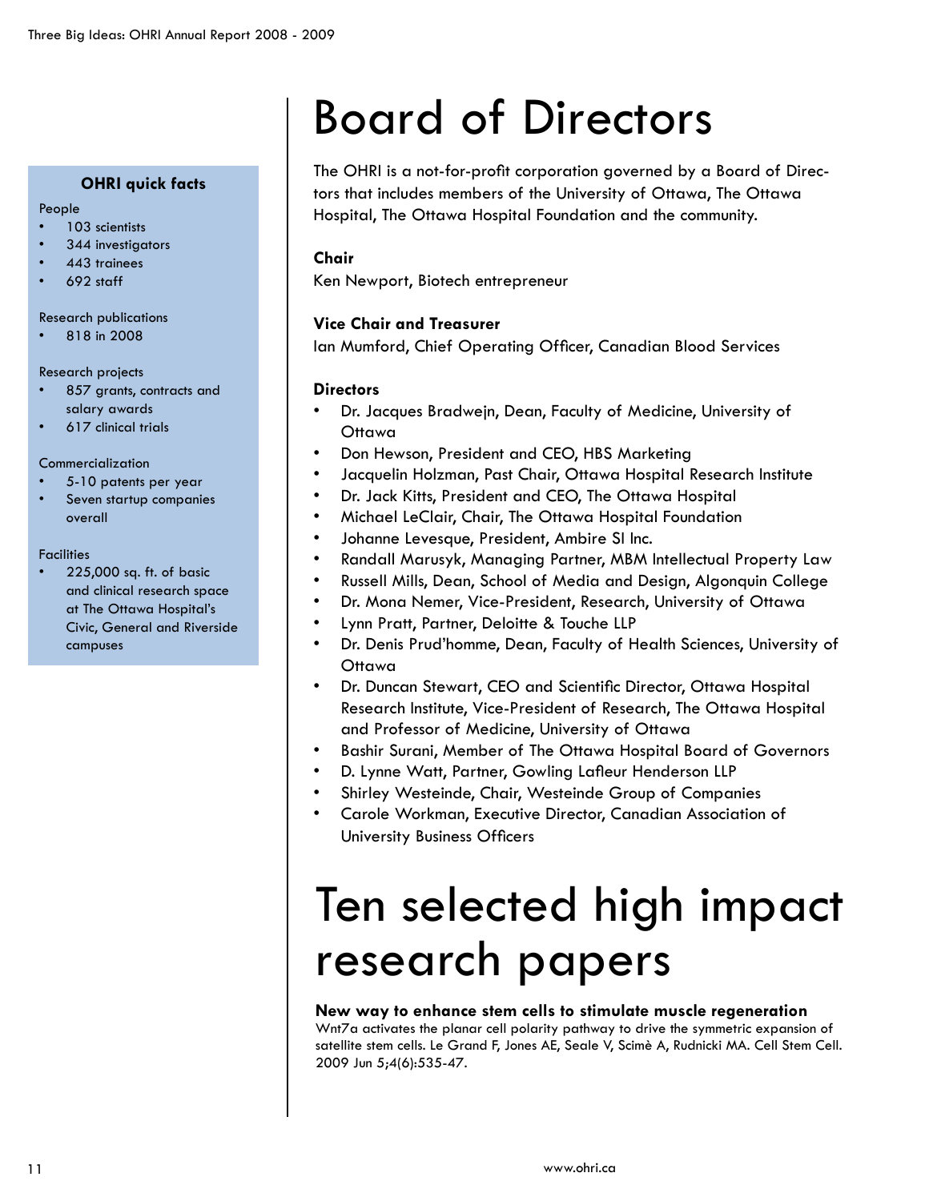# Board of Directors

The OHRI is a not-for-profit corporation governed by a Board of Directors that includes members of the University of Ottawa, The Ottawa Hospital, The Ottawa Hospital Foundation and the community.

**Chair**
Ken Newport, Biotech entrepreneur

**Vice Chair and Treasurer**
Ian Mumford, Chief Operating Officer, Canadian Blood Services

**Directors**

- Dr. Jacques Bradwejn, Dean, Faculty of Medicine, University of Ottawa
- Don Hewson, President and CEO, HBS Marketing
- Jacquelin Holzman, Past Chair, Ottawa Hospital Research Institute
- Dr. Jack Kitts, President and CEO, The Ottawa Hospital
- Michael LeClair, Chair, The Ottawa Hospital Foundation
- Johanne Levesque, President, Ambire SI Inc.
- Randall Marusyk, Managing Partner, MBM Intellectual Property Law
- Russell Mills, Dean, School of Media and Design, Algonquin College
- Dr. Mona Nemer, Vice-President, Research, University of Ottawa
- Lynn Pratt, Partner, Deloitte & Touche LLP
- Dr. Denis Prud'homme, Dean, Faculty of Health Sciences, University of Ottawa
- Dr. Duncan Stewart, CEO and Scientific Director, Ottawa Hospital Research Institute, Vice-President of Research, The Ottawa Hospital and Professor of Medicine, University of Ottawa
- Bashir Surani, Member of The Ottawa Hospital Board of Governors
- D. Lynne Watt, Partner, Gowling Lafleur Henderson LLP
- Shirley Westeinde, Chair, Westeinde Group of Companies
- Carole Workman, Executive Director, Canadian Association of University Business Officers

# Ten selected high impact research papers

**New way to enhance stem cells to stimulate muscle regeneration**
Wnt7a activates the planar cell polarity pathway to drive the symmetric expansion of satellite stem cells. Le Grand F, Jones AE, Seale V, Scimè A, Rudnicki MA. Cell Stem Cell. 2009 Jun 5;4(6):535-47.

**OHRI quick facts**

People
- 103 scientists
- 344 investigators
- 443 trainees
- 692 staff

Research publications
- 818 in 2008

Research projects
- 857 grants, contracts and salary awards
- 617 clinical trials

Commercialization
- 5-10 patents per year
- Seven startup companies overall

Facilities
- 225,000 sq. ft. of basic and clinical research space at The Ottawa Hospital's Civic, General and Riverside campuses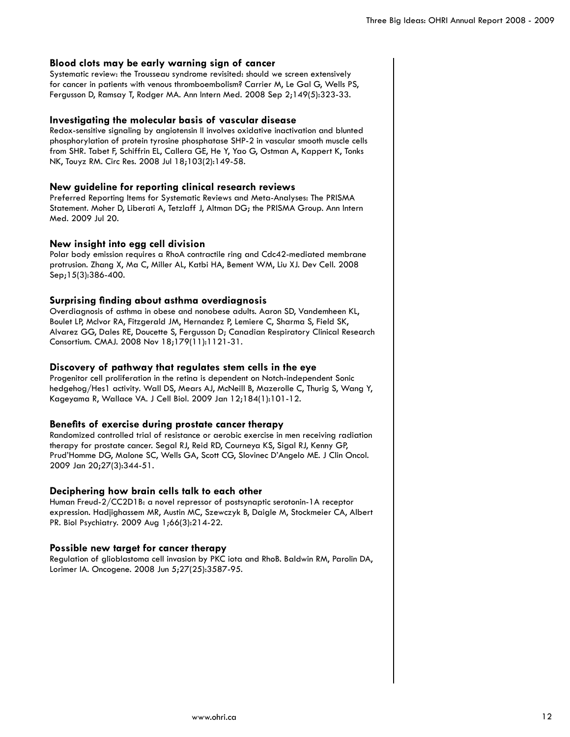### Blood clots may be early warning sign of cancer

Systematic review: the Trousseau syndrome revisited: should we screen extensively for cancer in patients with venous thromboembolism? Carrier M, Le Gal G, Wells PS, Fergusson D, Ramsay T, Rodger MA. Ann Intern Med. 2008 Sep 2;149(5):323-33.

### Investigating the molecular basis of vascular disease

Redox-sensitive signaling by angiotensin II involves oxidative inactivation and blunted phosphorylation of protein tyrosine phosphatase SHP-2 in vascular smooth muscle cells from SHR. Tabet F, Schiffrin EL, Callera GE, He Y, Yao G, Ostman A, Kappert K, Tonks NK, Touyz RM. Circ Res. 2008 Jul 18;103(2):149-58.

### New guideline for reporting clinical research reviews

Preferred Reporting Items for Systematic Reviews and Meta-Analyses: The PRISMA Statement. Moher D, Liberati A, Tetzlaff J, Altman DG; the PRISMA Group. Ann Intern Med. 2009 Jul 20.

### New insight into egg cell division

Polar body emission requires a RhoA contractile ring and Cdc42-mediated membrane protrusion. Zhang X, Ma C, Miller AL, Katbi HA, Bement WM, Liu XJ. Dev Cell. 2008 Sep;15(3):386-400.

### Surprising finding about asthma overdiagnosis

Overdiagnosis of asthma in obese and nonobese adults. Aaron SD, Vandemheen KL, Boulet LP, McIvor RA, Fitzgerald JM, Hernandez P, Lemiere C, Sharma S, Field SK, Alvarez GG, Dales RE, Doucette S, Fergusson D; Canadian Respiratory Clinical Research Consortium. CMAJ. 2008 Nov 18;179(11):1121-31.

### Discovery of pathway that regulates stem cells in the eye

Progenitor cell proliferation in the retina is dependent on Notch-independent Sonic hedgehog/Hes1 activity. Wall DS, Mears AJ, McNeill B, Mazerolle C, Thurig S, Wang Y, Kageyama R, Wallace VA. J Cell Biol. 2009 Jan 12;184(1):101-12.

### Benefits of exercise during prostate cancer therapy

Randomized controlled trial of resistance or aerobic exercise in men receiving radiation therapy for prostate cancer. Segal RJ, Reid RD, Courneya KS, Sigal RJ, Kenny GP, Prud'Homme DG, Malone SC, Wells GA, Scott CG, Slovinec D'Angelo ME. J Clin Oncol. 2009 Jan 20;27(3):344-51.

### Deciphering how brain cells talk to each other

Human Freud-2/CC2D1B: a novel repressor of postsynaptic serotonin-1A receptor expression. Hadjighassem MR, Austin MC, Szewczyk B, Daigle M, Stockmeier CA, Albert PR. Biol Psychiatry. 2009 Aug 1;66(3):214-22.

### Possible new target for cancer therapy

Regulation of glioblastoma cell invasion by PKC iota and RhoB. Baldwin RM, Parolin DA, Lorimer IA. Oncogene. 2008 Jun 5;27(25):3587-95.